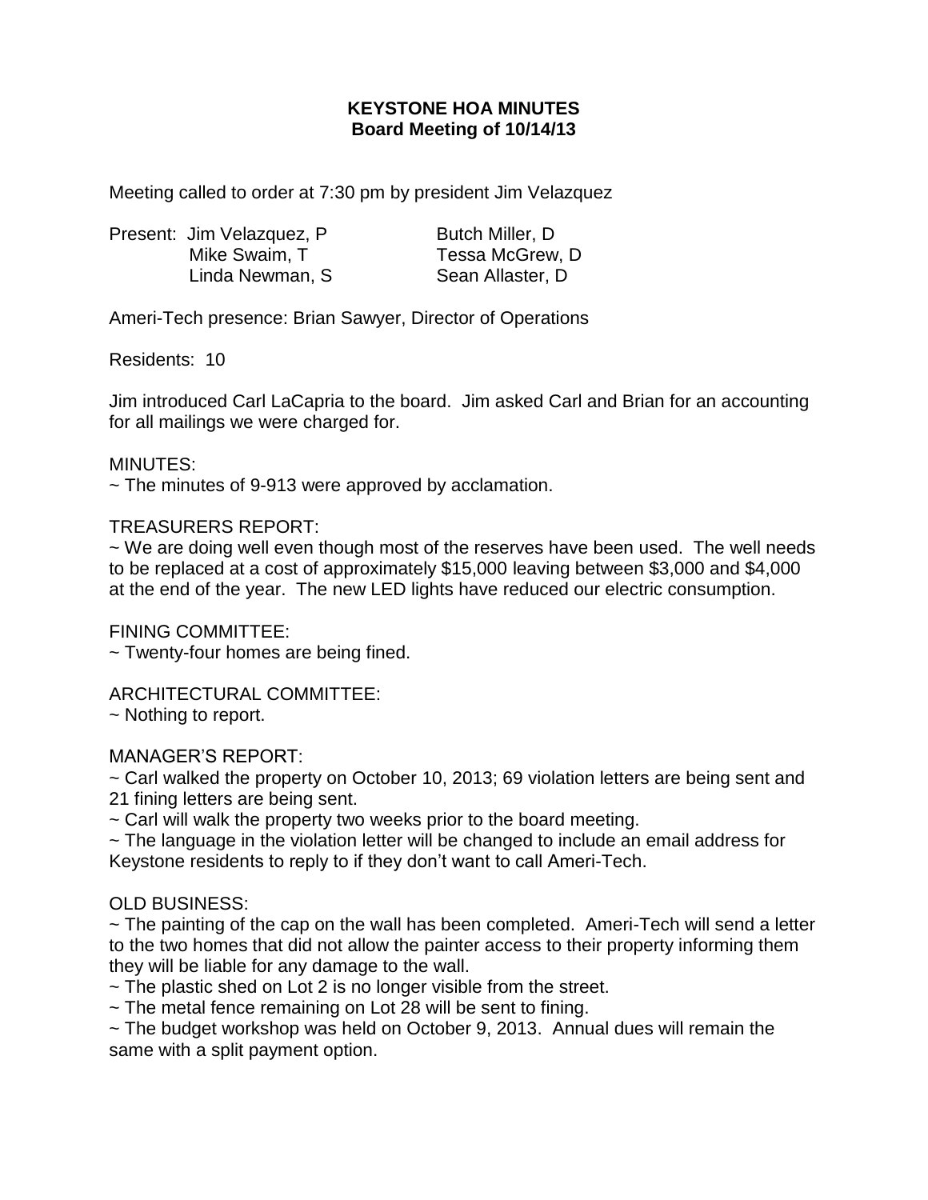# KEYSTONE HOA MINUTES
## Board Meeting of 10/14/13

Meeting called to order at 7:30 pm by president Jim Velazquez

Present: Jim Velazquez, P
Mike Swaim, T
Linda Newman, S
Butch Miller, D
Tessa McGrew, D
Sean Allaster, D

Ameri-Tech presence: Brian Sawyer, Director of Operations

Residents: 10

Jim introduced Carl LaCapria to the board. Jim asked Carl and Brian for an accounting for all mailings we were charged for.

MINUTES:

~ The minutes of 9-913 were approved by acclamation.

TREASURERS REPORT:

~ We are doing well even though most of the reserves have been used. The well needs to be replaced at a cost of approximately $15,000 leaving between $3,000 and $4,000 at the end of the year. The new LED lights have reduced our electric consumption.

FINING COMMITTEE:

~ Twenty-four homes are being fined.

ARCHITECTURAL COMMITTEE:

~ Nothing to report.

MANAGER'S REPORT:

~ Carl walked the property on October 10, 2013; 69 violation letters are being sent and 21 fining letters are being sent.

~ Carl will walk the property two weeks prior to the board meeting.

~ The language in the violation letter will be changed to include an email address for Keystone residents to reply to if they don't want to call Ameri-Tech.

OLD BUSINESS:

~ The painting of the cap on the wall has been completed. Ameri-Tech will send a letter to the two homes that did not allow the painter access to their property informing them they will be liable for any damage to the wall.

~ The plastic shed on Lot 2 is no longer visible from the street.

~ The metal fence remaining on Lot 28 will be sent to fining.

~ The budget workshop was held on October 9, 2013. Annual dues will remain the same with a split payment option.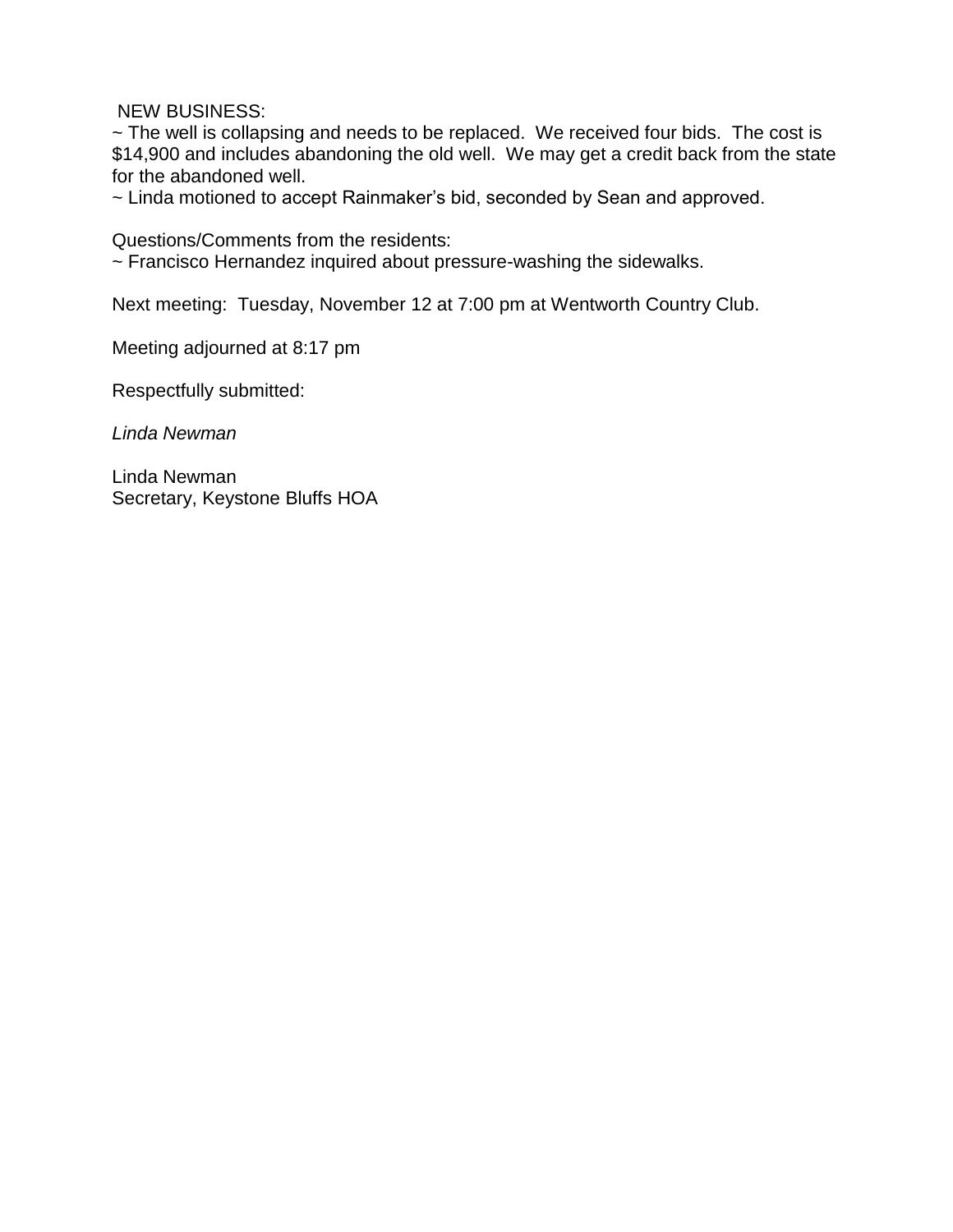NEW BUSINESS:

~ The well is collapsing and needs to be replaced. We received four bids. The cost is $14,900 and includes abandoning the old well. We may get a credit back from the state for the abandoned well.

~ Linda motioned to accept Rainmaker's bid, seconded by Sean and approved.

Questions/Comments from the residents:

~ Francisco Hernandez inquired about pressure-washing the sidewalks.

Next meeting: Tuesday, November 12 at 7:00 pm at Wentworth Country Club.

Meeting adjourned at 8:17 pm

Respectfully submitted:

*Linda Newman*

Linda Newman
Secretary, Keystone Bluffs HOA